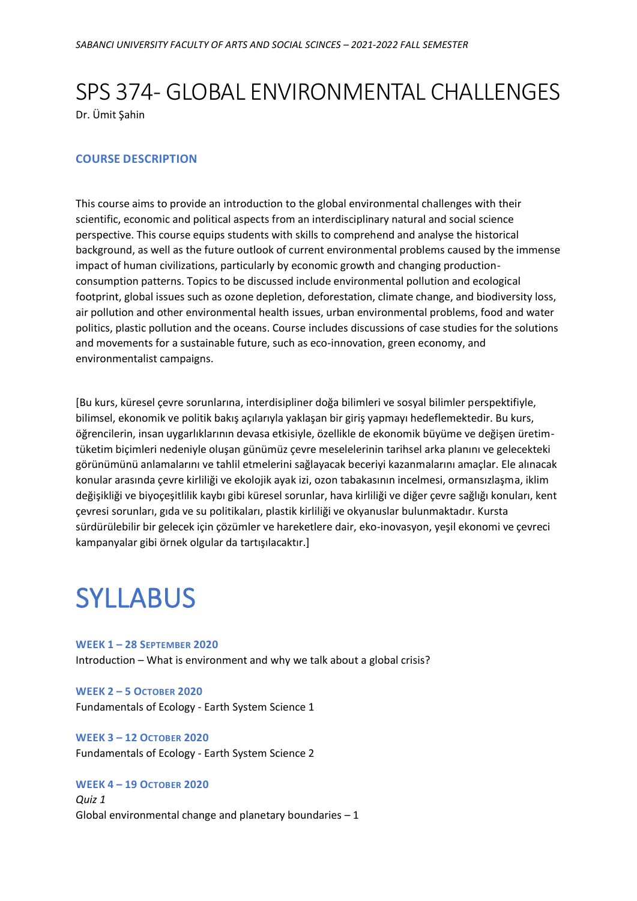*SABANCI UNIVERSITY FACULTY OF ARTS AND SOCIAL SCINCES – 2021-2022 FALL SEMESTER*

# SPS 374- GLOBAL ENVIRONMENTAL CHALLENGES

Dr. Ümit Şahin

### COURSE DESCRIPTION

This course aims to provide an introduction to the global environmental challenges with their scientific, economic and political aspects from an interdisciplinary natural and social science perspective. This course equips students with skills to comprehend and analyse the historical background, as well as the future outlook of current environmental problems caused by the immense impact of human civilizations, particularly by economic growth and changing production-consumption patterns. Topics to be discussed include environmental pollution and ecological footprint, global issues such as ozone depletion, deforestation, climate change, and biodiversity loss, air pollution and other environmental health issues, urban environmental problems, food and water politics, plastic pollution and the oceans. Course includes discussions of case studies for the solutions and movements for a sustainable future, such as eco-innovation, green economy, and environmentalist campaigns.

[Bu kurs, küresel çevre sorunlarına, interdisipliner doğa bilimleri ve sosyal bilimler perspektifiyle, bilimsel, ekonomik ve politik bakış açılarıyla yaklaşan bir giriş yapmayı hedeflemektedir. Bu kurs, öğrencilerin, insan uygarlıklarının devasa etkisiyle, özellikle de ekonomik büyüme ve değişen üretim-tüketim biçimleri nedeniyle oluşan günümüz çevre meselelerinin tarihsel arka planını ve gelecekteki görünümünü anlamalarını ve tahlil etmelerini sağlayacak beceriyi kazanmalarını amaçlar. Ele alınacak konular arasında çevre kirliliği ve ekolojik ayak izi, ozon tabakasının incelmesi, ormansızlaşma, iklim değişikliği ve biyoçeşitlilik kaybı gibi küresel sorunlar, hava kirliliği ve diğer çevre sağlığı konuları, kent çevresi sorunları, gıda ve su politikaları, plastik kirliliği ve okyanuslar bulunmaktadır. Kursta sürdürülebilir bir gelecek için çözümler ve hareketlere dair, eko-inovasyon, yeşil ekonomi ve çevreci kampanyalar gibi örnek olgular da tartışılacaktır.]

# SYLLABUS

#### WEEK 1 – 28 SEPTEMBER 2020

Introduction – What is environment and why we talk about a global crisis?

#### WEEK 2 – 5 OCTOBER 2020

Fundamentals of Ecology - Earth System Science 1

#### WEEK 3 – 12 OCTOBER 2020

Fundamentals of Ecology - Earth System Science 2

#### WEEK 4 – 19 OCTOBER 2020

*Quiz 1*

Global environmental change and planetary boundaries – 1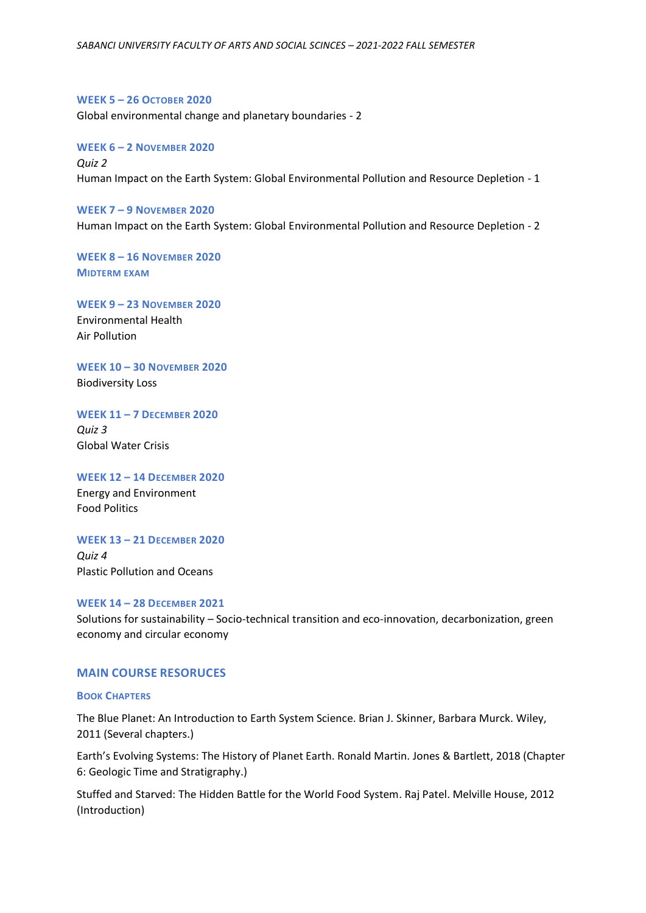### WEEK 5 – 26 October 2020

Global environmental change and planetary boundaries - 2

### WEEK 6 – 2 November 2020

*Quiz 2*

Human Impact on the Earth System: Global Environmental Pollution and Resource Depletion - 1

### WEEK 7 – 9 November 2020

Human Impact on the Earth System: Global Environmental Pollution and Resource Depletion - 2

### WEEK 8 – 16 November 2020

**Midterm exam**

### WEEK 9 – 23 November 2020

Environmental Health

Air Pollution

### WEEK 10 – 30 November 2020

Biodiversity Loss

### WEEK 11 – 7 December 2020

*Quiz 3*

Global Water Crisis

### WEEK 12 – 14 December 2020

Energy and Environment

Food Politics

### WEEK 13 – 21 December 2020

*Quiz 4*

Plastic Pollution and Oceans

### WEEK 14 – 28 December 2021

Solutions for sustainability – Socio-technical transition and eco-innovation, decarbonization, green economy and circular economy

## MAIN COURSE RESOURCES

### Book Chapters

The Blue Planet: An Introduction to Earth System Science. Brian J. Skinner, Barbara Murck. Wiley, 2011 (Several chapters.)

Earth's Evolving Systems: The History of Planet Earth. Ronald Martin. Jones & Bartlett, 2018 (Chapter 6: Geologic Time and Stratigraphy.)

Stuffed and Starved: The Hidden Battle for the World Food System. Raj Patel. Melville House, 2012 (Introduction)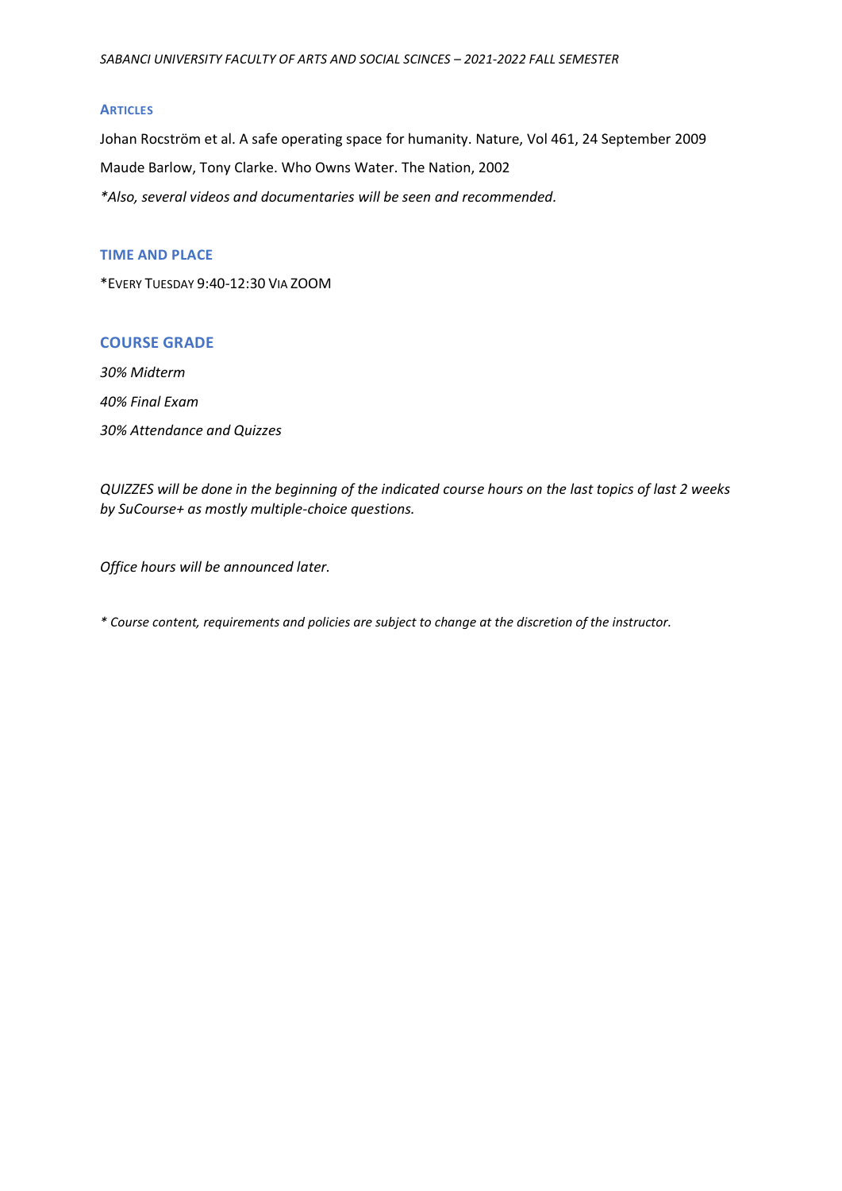#### Articles

Johan Rocström et al. A safe operating space for humanity. Nature, Vol 461, 24 September 2009

Maude Barlow, Tony Clarke. Who Owns Water. The Nation, 2002

*\*Also, several videos and documentaries will be seen and recommended.*

#### TIME AND PLACE

*Every Tuesday 9:40-12:30 Via ZOOM

### COURSE GRADE

*30% Midterm*

*40% Final Exam*

*30% Attendance and Quizzes*

*QUIZZES will be done in the beginning of the indicated course hours on the last topics of last 2 weeks by SuCourse+ as mostly multiple-choice questions.*

*Office hours will be announced later.*

*\* Course content, requirements and policies are subject to change at the discretion of the instructor.*